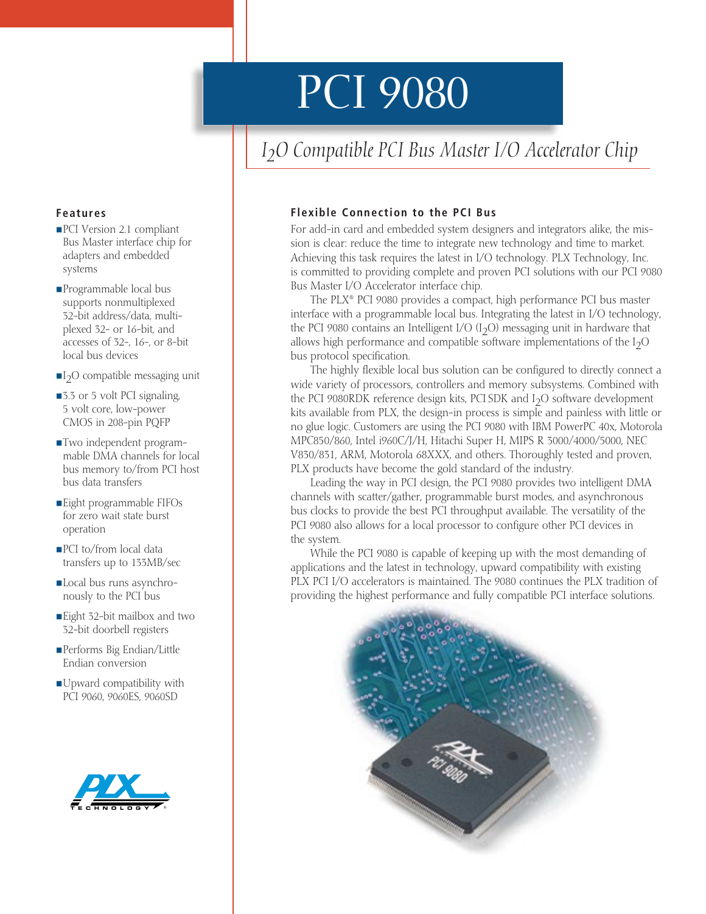# PCI 9080

## *$I_2O$ Compatible PCI Bus Master I/O Accelerator Chip*

### Features

- PCI Version 2.1 compliant Bus Master interface chip for adapters and embedded systems
- Programmable local bus supports nonmultiplexed 32-bit address/data, multiplexed 32- or 16-bit, and accesses of 32-, 16-, or 8-bit local bus devices
- $I_2O$ compatible messaging unit
- 3.3 or 5 volt PCI signaling, 5 volt core, low-power CMOS in 208-pin PQFP
- Two independent programmable DMA channels for local bus memory to/from PCI host bus data transfers
- Eight programmable FIFOs for zero wait state burst operation
- PCI to/from local data transfers up to 133MB/sec
- Local bus runs asynchronously to the PCI bus
- Eight 32-bit mailbox and two 32-bit doorbell registers
- Performs Big Endian/Little Endian conversion
- Upward compatibility with PCI 9060, 9060ES, 9060SD

### Flexible Connection to the PCI Bus

For add-in card and embedded system designers and integrators alike, the mission is clear: reduce the time to integrate new technology and time to market. Achieving this task requires the latest in I/O technology. PLX Technology, Inc. is committed to providing complete and proven PCI solutions with our PCI 9080 Bus Master I/O Accelerator interface chip.

The PLX® PCI 9080 provides a compact, high performance PCI bus master interface with a programmable local bus. Integrating the latest in I/O technology, the PCI 9080 contains an Intelligent I/O ($I_2O$) messaging unit in hardware that allows high performance and compatible software implementations of the $I_2O$ bus protocol specification.

The highly flexible local bus solution can be configured to directly connect a wide variety of processors, controllers and memory subsystems. Combined with the PCI 9080RDK reference design kits, PCI SDK and $I_2O$ software development kits available from PLX, the design-in process is simple and painless with little or no glue logic. Customers are using the PCI 9080 with IBM PowerPC 40x, Motorola MPC850/860, Intel i960C/J/H, Hitachi Super H, MIPS R 3000/4000/5000, NEC V830/831, ARM, Motorola 68XXX, and others. Thoroughly tested and proven, PLX products have become the gold standard of the industry.

Leading the way in PCI design, the PCI 9080 provides two intelligent DMA channels with scatter/gather, programmable burst modes, and asynchronous bus clocks to provide the best PCI throughput available. The versatility of the PCI 9080 also allows for a local processor to configure other PCI devices in the system.

While the PCI 9080 is capable of keeping up with the most demanding of applications and the latest in technology, upward compatibility with existing PLX PCI I/O accelerators is maintained. The 9080 continues the PLX tradition of providing the highest performance and fully compatible PCI interface solutions.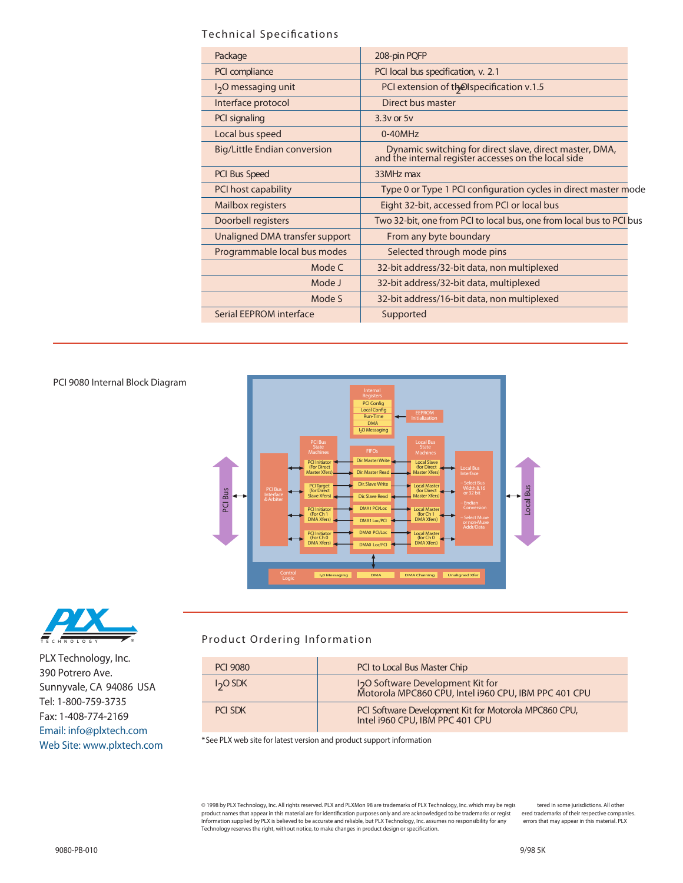## Technical Specifications

| | |
|---|---|
| Package | 208-pin PQFP |
| PCI compliance | PCI local bus specification, v. 2.1 |
| $I_2O$ messaging unit | PCI extension of the $I_2O$ specification v.1.5 |
| Interface protocol | Direct bus master |
| PCI signaling | 3.3v or 5v |
| Local bus speed | 0-40MHz |
| Big/Little Endian conversion | Dynamic switching for direct slave, direct master, DMA, and the internal register accesses on the local side |
| PCI Bus Speed | 33MHz max |
| PCI host capability | Type 0 or Type 1 PCI configuration cycles in direct master mode |
| Mailbox registers | Eight 32-bit, accessed from PCI or local bus |
| Doorbell registers | Two 32-bit, one from PCI to local bus, one from local bus to PCI bus |
| Unaligned DMA transfer support | From any byte boundary |
| Programmable local bus modes | Selected through mode pins |
| Mode C | 32-bit address/32-bit data, non multiplexed |
| Mode J | 32-bit address/32-bit data, multiplexed |
| Mode S | 32-bit address/16-bit data, non multiplexed |
| Serial EEPROM interface | Supported |

PCI 9080 Internal Block Diagram

Internal Registers
PCI Config
Local Config
Run-Time
DMA
$I_2O$ Messaging
EEPROM Initialization
PCI Bus State Machines
FIFOs
Local Bus State Machines
PCI Bus
PCI Bus Interface & Arbiter
PCI Initiator (For Direct Master Xfers)
PCI Target (for Direct Slave Xfers)
PCI Initiator (For Ch 1 DMA Xfers)
PCI Initiator (For Ch 0 DMA Xfers)
Dir. Master Write
Dir. Master Read
Dir. Slave Write
Dir. Slave Read
DMA1 PCI/Loc
DMA1 Loc/PCI
DMA0 PCI/Loc
DMA0 Loc/PCI
Local Slave (for Direct Master Xfers)
Local Master (for Direct Master Xfers)
Local Master (for Ch 1 DMA Xfers)
Local Master (for Ch 0 DMA Xfers)
Local Bus Interface
– Select Bus Width 8,16 or 32 bit
– Endian Conversion
– Select Muxe or non-Muxe Addr/Data
Local Bus
Control Logic
$I_2O$ Messaging
DMA
DMA Chaining
Unaligned Xfer

PLX TECHNOLOGY

PLX Technology, Inc.
390 Potrero Ave.
Sunnyvale, CA 94086 USA
Tel: 1-800-759-3735
Fax: 1-408-774-2169
Email: info@plxtech.com
Web Site: www.plxtech.com

## Product Ordering Information

| | |
|---|---|
| PCI 9080 | PCI to Local Bus Master Chip |
| $I_2O$ SDK | $I_2O$ Software Development Kit for Motorola MPC860 CPU, Intel i960 CPU, IBM PPC 401 CPU |
| PCI SDK | PCI Software Development Kit for Motorola MPC860 CPU, Intel i960 CPU, IBM PPC 401 CPU |

*See PLX web site for latest version and product support information

© 1998 by PLX Technology, Inc. All rights reserved. PLX and PLXMon 98 are trademarks of PLX Technology, Inc. which may be registered in some jurisdictions. All other product names that appear in this material are for identification purposes only and are acknowledged to be trademarks or registered trademarks of their respective companies. Information supplied by PLX is believed to be accurate and reliable, but PLX Technology, Inc. assumes no responsibility for any errors that may appear in this material. PLX Technology reserves the right, without notice, to make changes in product design or specification.

9080-PB-010

9/98 5K